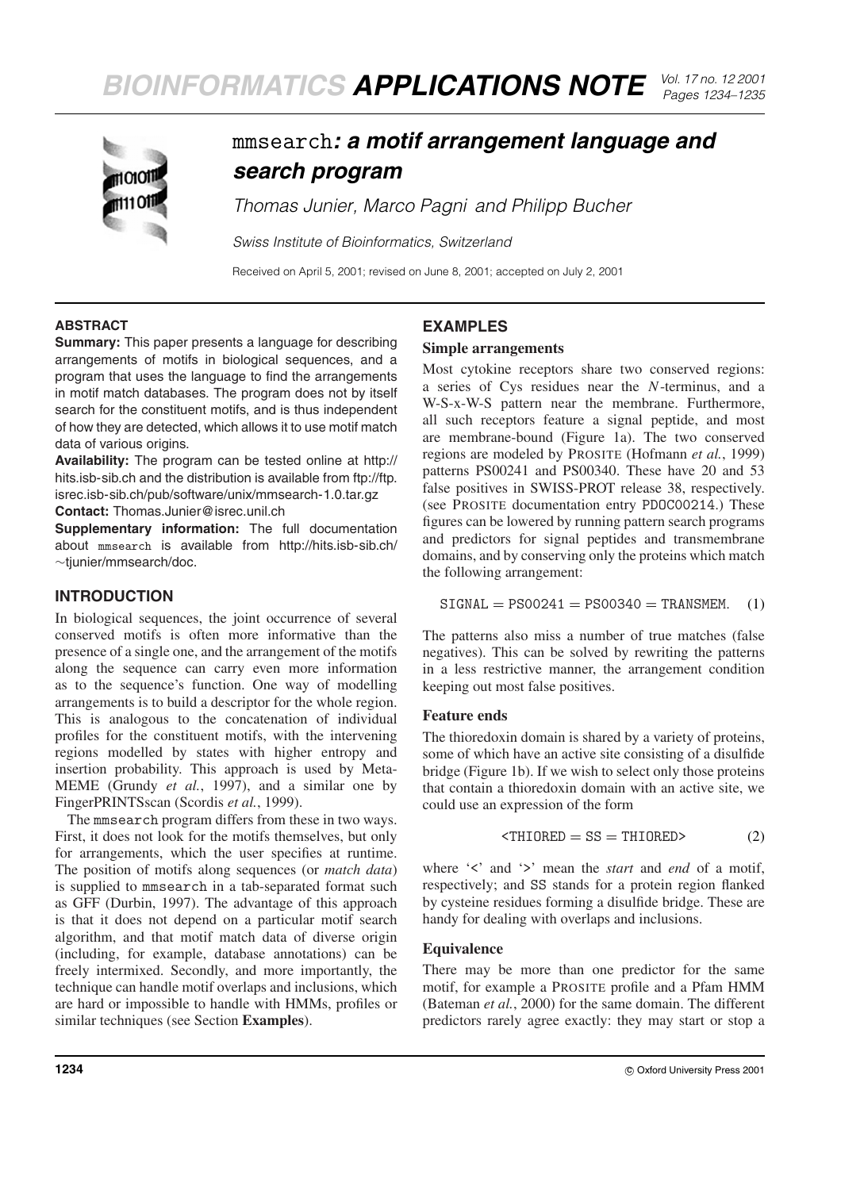# mmsearch: *a motif arrangement language and search program*

*Thomas Junier, Marco Pagni and Philipp Bucher*

*Swiss Institute of Bioinformatics, Switzerland*

Received on April 5, 2001; revised on June 8, 2001; accepted on July 2, 2001

## ABSTRACT

**Summary:** This paper presents a language for describing arrangements of motifs in biological sequences, and a program that uses the language to find the arrangements in motif match databases. The program does not by itself search for the constituent motifs, and is thus independent of how they are detected, which allows it to use motif match data of various origins.

**Availability:** The program can be tested online at http://hits.isb-sib.ch and the distribution is available from ftp://ftp.isrec.isb-sib.ch/pub/software/unix/mmsearch-1.0.tar.gz

**Contact:** Thomas.Junier@isrec.unil.ch

**Supplementary information:** The full documentation about mmsearch is available from http://hits.isb-sib.ch/~tjunier/mmsearch/doc.

## INTRODUCTION

In biological sequences, the joint occurrence of several conserved motifs is often more informative than the presence of a single one, and the arrangement of the motifs along the sequence can carry even more information as to the sequence's function. One way of modelling arrangements is to build a descriptor for the whole region. This is analogous to the concatenation of individual profiles for the constituent motifs, with the intervening regions modelled by states with higher entropy and insertion probability. This approach is used by Meta-MEME (Grundy *et al.*, 1997), and a similar one by FingerPRINTSscan (Scordis *et al.*, 1999).

The mmsearch program differs from these in two ways. First, it does not look for the motifs themselves, but only for arrangements, which the user specifies at runtime. The position of motifs along sequences (or *match data*) is supplied to mmsearch in a tab-separated format such as GFF (Durbin, 1997). The advantage of this approach is that it does not depend on a particular motif search algorithm, and that motif match data of diverse origin (including, for example, database annotations) can be freely intermixed. Secondly, and more importantly, the technique can handle motif overlaps and inclusions, which are hard or impossible to handle with HMMs, profiles or similar techniques (see Section **Examples**).

## EXAMPLES

### Simple arrangements

Most cytokine receptors share two conserved regions: a series of Cys residues near the *N*-terminus, and a W-S-x-W-S pattern near the membrane. Furthermore, all such receptors feature a signal peptide, and most are membrane-bound (Figure 1a). The two conserved regions are modeled by PROSITE (Hofmann *et al.*, 1999) patterns PS00241 and PS00340. These have 20 and 53 false positives in SWISS-PROT release 38, respectively. (see PROSITE documentation entry PDOC00214.) These figures can be lowered by running pattern search programs and predictors for signal peptides and transmembrane domains, and by conserving only the proteins which match the following arrangement:

$$\mathtt{SIGNAL} = \mathtt{PS00241} = \mathtt{PS00340} = \mathtt{TRANSMEM}. \quad (1)$$

The patterns also miss a number of true matches (false negatives). This can be solved by rewriting the patterns in a less restrictive manner, the arrangement condition keeping out most false positives.

### Feature ends

The thioredoxin domain is shared by a variety of proteins, some of which have an active site consisting of a disulfide bridge (Figure 1b). If we wish to select only those proteins that contain a thioredoxin domain with an active site, we could use an expression of the form

$$\mathtt{<THIORED} = \mathtt{SS} = \mathtt{THIORED>} \quad (2)$$

where '<' and '>' mean the *start* and *end* of a motif, respectively; and SS stands for a protein region flanked by cysteine residues forming a disulfide bridge. These are handy for dealing with overlaps and inclusions.

### Equivalence

There may be more than one predictor for the same motif, for example a PROSITE profile and a Pfam HMM (Bateman *et al.*, 2000) for the same domain. The different predictors rarely agree exactly: they may start or stop a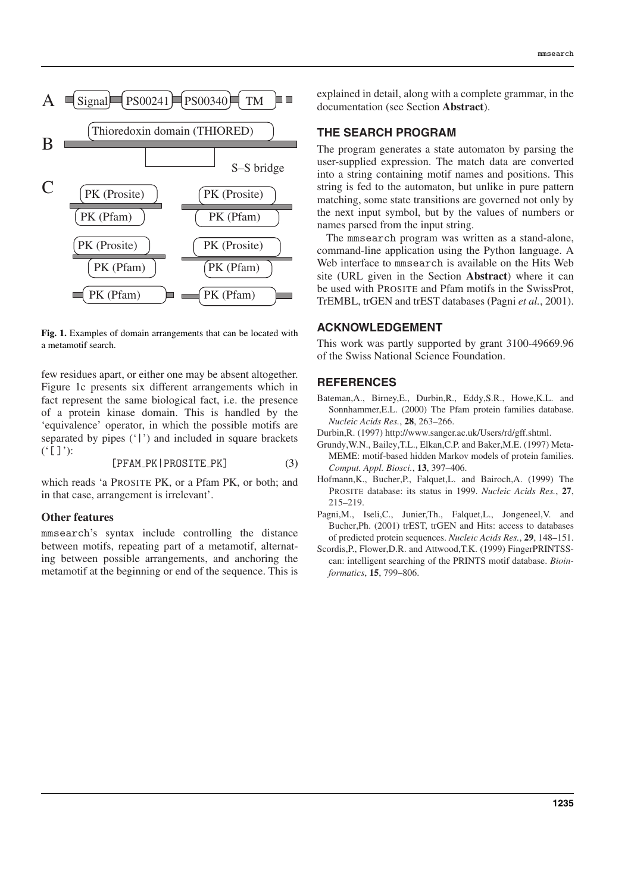A Signal PS00241 PS00340 TM

B Thioredoxin domain (THIORED)

S–S bridge

C PK (Prosite) PK (Prosite)

PK (Pfam) PK (Pfam)

PK (Prosite) PK (Prosite)

PK (Pfam) PK (Pfam)

PK (Pfam) PK (Pfam)

**Fig. 1.** Examples of domain arrangements that can be located with a metamotif search.

few residues apart, or either one may be absent altogether. Figure 1c presents six different arrangements which in fact represent the same biological fact, i.e. the presence of a protein kinase domain. This is handled by the 'equivalence' operator, in which the possible motifs are separated by pipes ('|') and included in square brackets ('[]'):

```
[PFAM_PK|PROSITE_PK]    (3)
```

which reads 'a PROSITE PK, or a Pfam PK, or both; and in that case, arrangement is irrelevant'.

### Other features

`mmsearch`'s syntax include controlling the distance between motifs, repeating part of a metamotif, alternating between possible arrangements, and anchoring the metamotif at the beginning or end of the sequence. This is explained in detail, along with a complete grammar, in the documentation (see Section **Abstract**).

## THE SEARCH PROGRAM

The program generates a state automaton by parsing the user-supplied expression. The match data are converted into a string containing motif names and positions. This string is fed to the automaton, but unlike in pure pattern matching, some state transitions are governed not only by the next input symbol, but by the values of numbers or names parsed from the input string.

The `mmsearch` program was written as a stand-alone, command-line application using the Python language. A Web interface to `mmsearch` is available on the Hits Web site (URL given in the Section **Abstract**) where it can be used with PROSITE and Pfam motifs in the SwissProt, TrEMBL, trGEN and trEST databases (Pagni *et al.*, 2001).

## ACKNOWLEDGEMENT

This work was partly supported by grant 3100-49669.96 of the Swiss National Science Foundation.

## REFERENCES

Bateman,A., Birney,E., Durbin,R., Eddy,S.R., Howe,K.L. and Sonnhammer,E.L. (2000) The Pfam protein families database. *Nucleic Acids Res.*, **28**, 263–266.

Durbin,R. (1997) http://www.sanger.ac.uk/Users/rd/gff.shtml.

Grundy,W.N., Bailey,T.L., Elkan,C.P. and Baker,M.E. (1997) Meta-MEME: motif-based hidden Markov models of protein families. *Comput. Appl. Biosci.*, **13**, 397–406.

Hofmann,K., Bucher,P., Falquet,L. and Bairoch,A. (1999) The PROSITE database: its status in 1999. *Nucleic Acids Res.*, **27**, 215–219.

Pagni,M., Iseli,C., Junier,Th., Falquet,L., Jongeneel,V. and Bucher,Ph. (2001) trEST, trGEN and Hits: access to databases of predicted protein sequences. *Nucleic Acids Res.*, **29**, 148–151.

Scordis,P., Flower,D.R. and Attwood,T.K. (1999) FingerPRINTSScan: intelligent searching of the PRINTS motif database. *Bioinformatics*, **15**, 799–806.